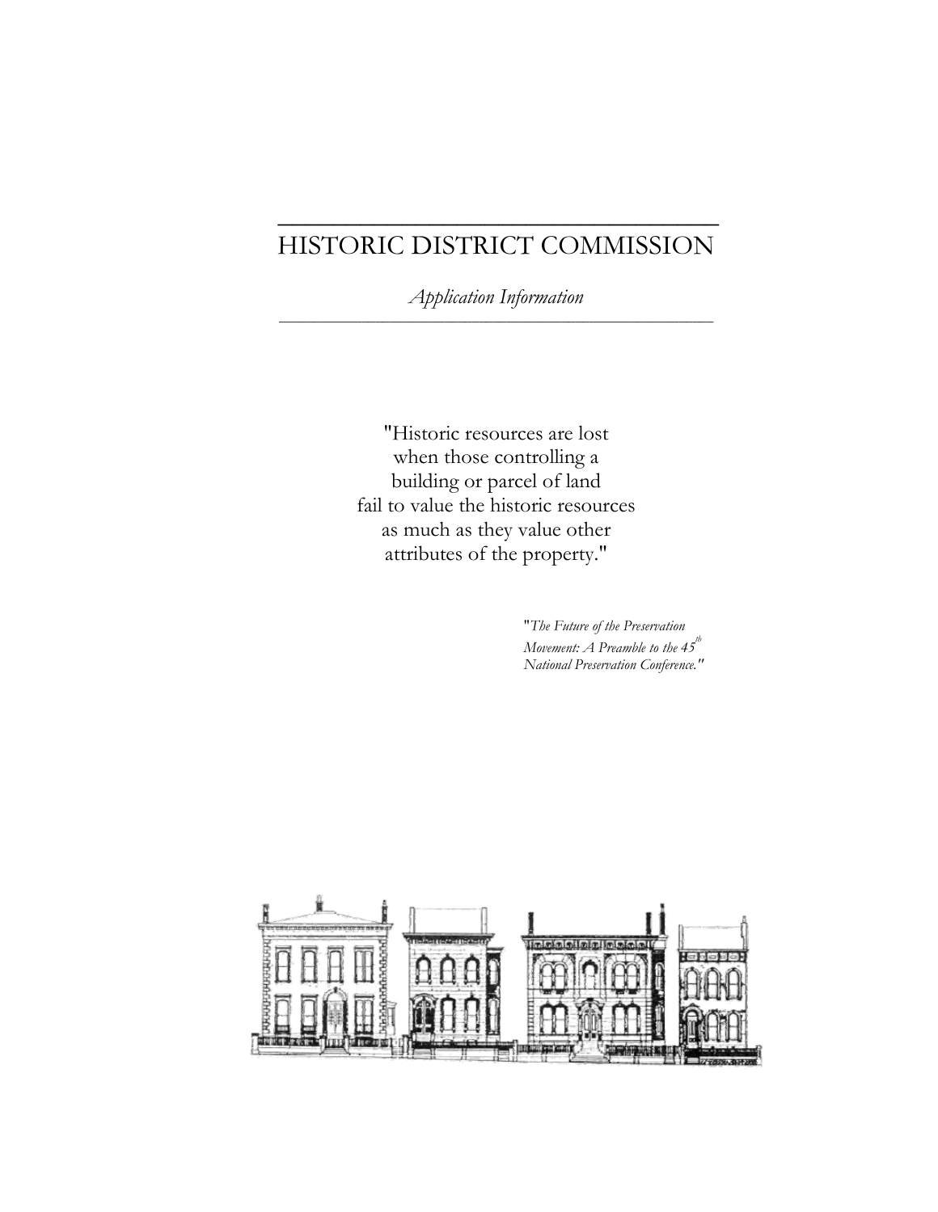# HISTORIC DISTRICT COMMISSION

*Application Information*

"Historic resources are lost
when those controlling a
building or parcel of land
fail to value the historic resources
as much as they value other
attributes of the property."

"*The Future of the Preservation Movement: A Preamble to the 45th National Preservation Conference.*"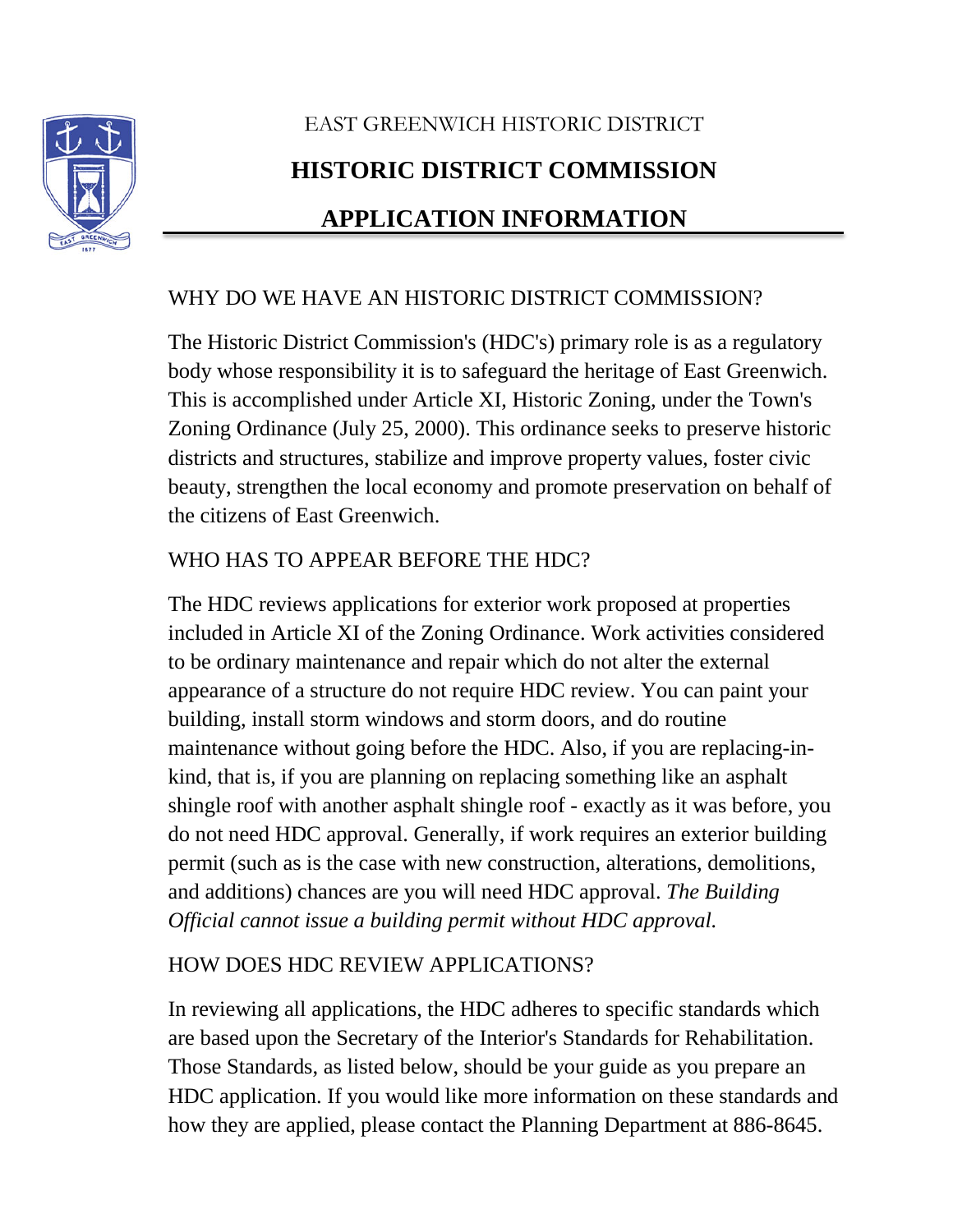EAST GREENWICH HISTORIC DISTRICT

# HISTORIC DISTRICT COMMISSION

# APPLICATION INFORMATION

## WHY DO WE HAVE AN HISTORIC DISTRICT COMMISSION?

The Historic District Commission's (HDC's) primary role is as a regulatory body whose responsibility it is to safeguard the heritage of East Greenwich. This is accomplished under Article XI, Historic Zoning, under the Town's Zoning Ordinance (July 25, 2000). This ordinance seeks to preserve historic districts and structures, stabilize and improve property values, foster civic beauty, strengthen the local economy and promote preservation on behalf of the citizens of East Greenwich.

## WHO HAS TO APPEAR BEFORE THE HDC?

The HDC reviews applications for exterior work proposed at properties included in Article XI of the Zoning Ordinance. Work activities considered to be ordinary maintenance and repair which do not alter the external appearance of a structure do not require HDC review. You can paint your building, install storm windows and storm doors, and do routine maintenance without going before the HDC. Also, if you are replacing-in-kind, that is, if you are planning on replacing something like an asphalt shingle roof with another asphalt shingle roof - exactly as it was before, you do not need HDC approval. Generally, if work requires an exterior building permit (such as is the case with new construction, alterations, demolitions, and additions) chances are you will need HDC approval. *The Building Official cannot issue a building permit without HDC approval.*

## HOW DOES HDC REVIEW APPLICATIONS?

In reviewing all applications, the HDC adheres to specific standards which are based upon the Secretary of the Interior's Standards for Rehabilitation. Those Standards, as listed below, should be your guide as you prepare an HDC application. If you would like more information on these standards and how they are applied, please contact the Planning Department at 886-8645.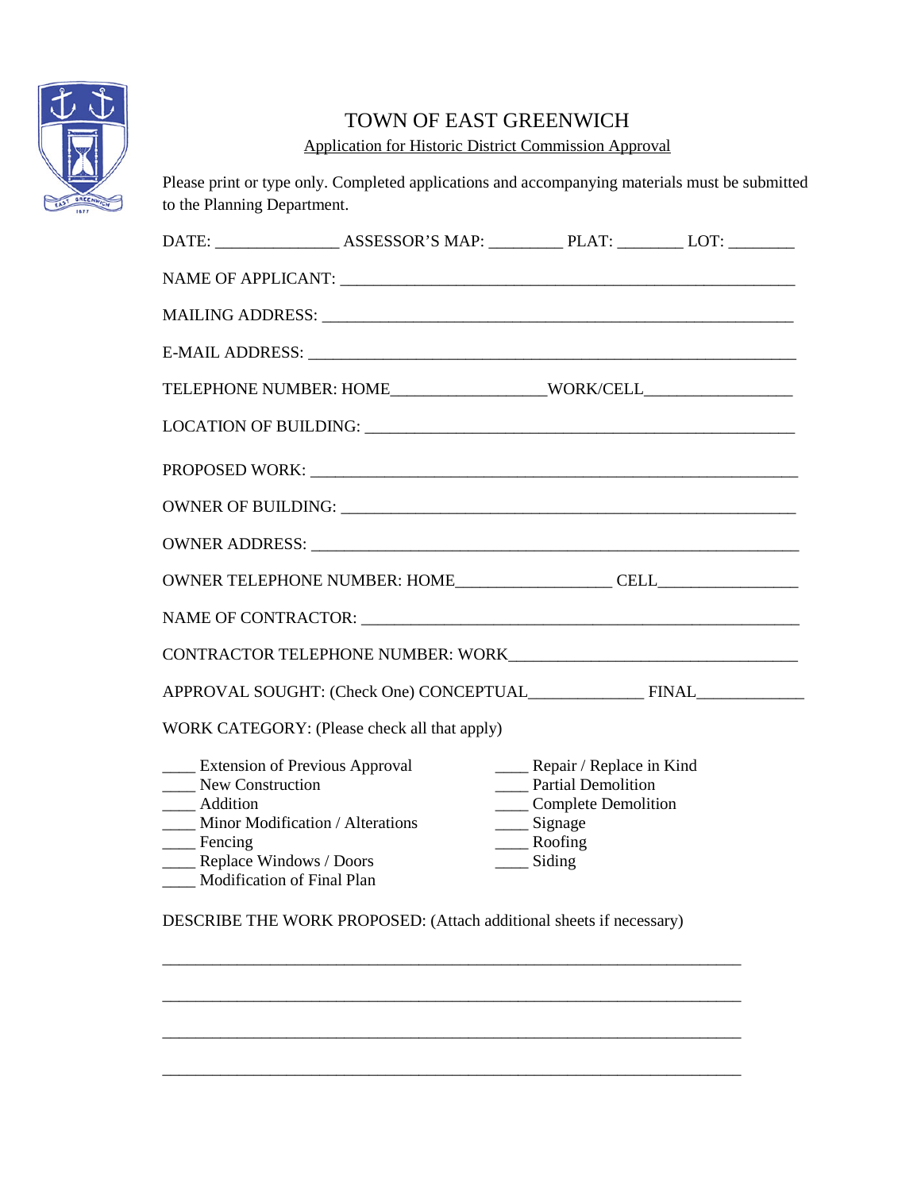# TOWN OF EAST GREENWICH

Application for Historic District Commission Approval

Please print or type only. Completed applications and accompanying materials must be submitted to the Planning Department.

DATE: _______________ ASSESSOR'S MAP: _________ PLAT: ________ LOT: ________

NAME OF APPLICANT: ________________________________________________________

MAILING ADDRESS: __________________________________________________________

E-MAIL ADDRESS: ___________________________________________________________

TELEPHONE NUMBER: HOME__________________WORK/CELL_________________

LOCATION OF BUILDING: _____________________________________________________

PROPOSED WORK: ___________________________________________________________

OWNER OF BUILDING: _______________________________________________________

OWNER ADDRESS: ___________________________________________________________

OWNER TELEPHONE NUMBER: HOME__________________ CELL_________________

NAME OF CONTRACTOR: _____________________________________________________

CONTRACTOR TELEPHONE NUMBER: WORK___________________________________

APPROVAL SOUGHT: (Check One) CONCEPTUAL______________ FINAL_____________

WORK CATEGORY: (Please check all that apply)

____ Extension of Previous Approval
____ New Construction
____ Addition
____ Minor Modification / Alterations
____ Fencing
____ Replace Windows / Doors
____ Modification of Final Plan
____ Repair / Replace in Kind
____ Partial Demolition
____ Complete Demolition
____ Signage
____ Roofing
____ Siding

DESCRIBE THE WORK PROPOSED: (Attach additional sheets if necessary)

__________________________________________________________________________

__________________________________________________________________________

__________________________________________________________________________

__________________________________________________________________________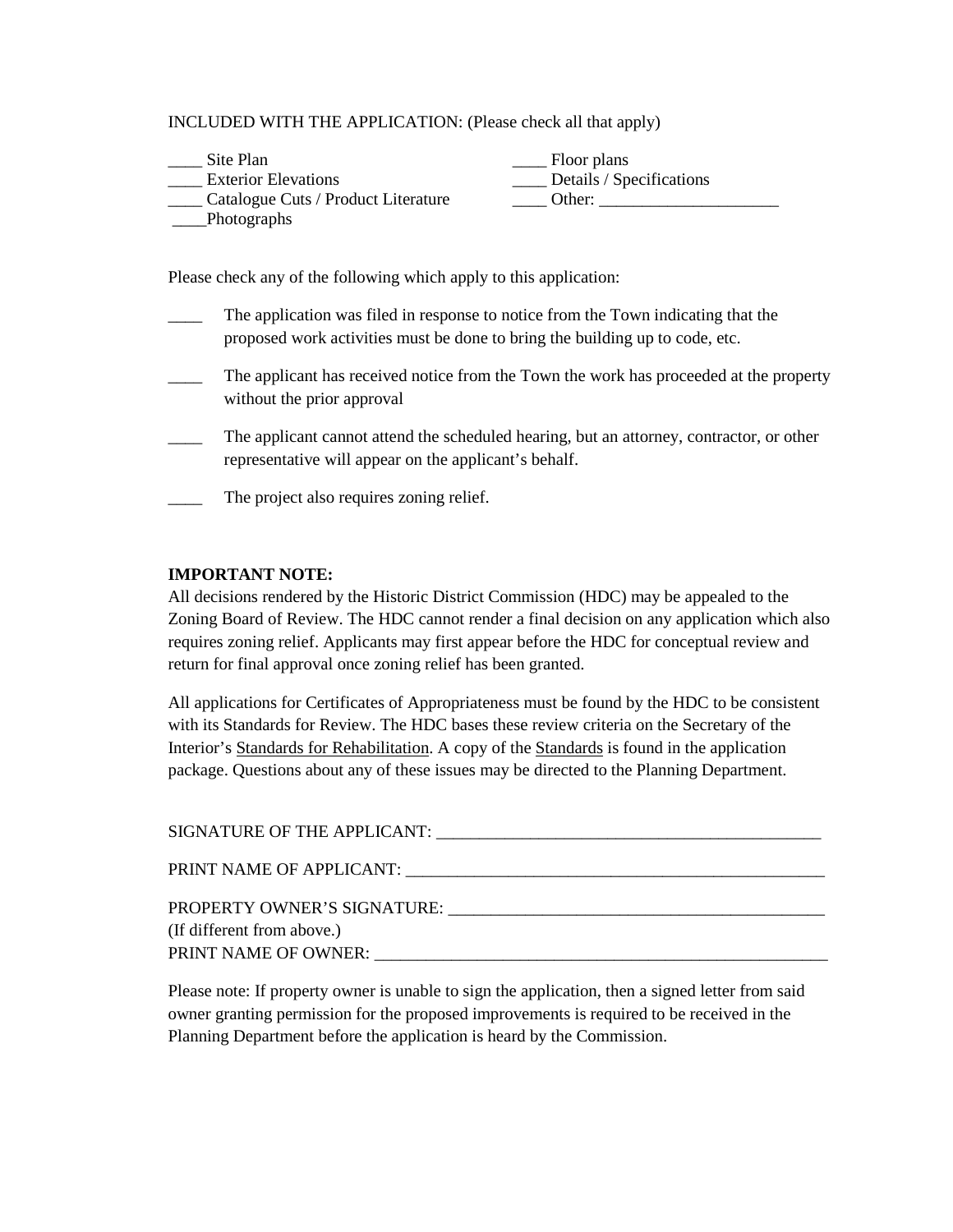INCLUDED WITH THE APPLICATION: (Please check all that apply)

____ Site Plan
____ Exterior Elevations
____ Catalogue Cuts / Product Literature
____Photographs
____ Floor plans
____ Details / Specifications
____ Other: _____________________

Please check any of the following which apply to this application:

____ The application was filed in response to notice from the Town indicating that the proposed work activities must be done to bring the building up to code, etc.

____ The applicant has received notice from the Town the work has proceeded at the property without the prior approval

____ The applicant cannot attend the scheduled hearing, but an attorney, contractor, or other representative will appear on the applicant's behalf.

____ The project also requires zoning relief.

**IMPORTANT NOTE:**
All decisions rendered by the Historic District Commission (HDC) may be appealed to the Zoning Board of Review. The HDC cannot render a final decision on any application which also requires zoning relief. Applicants may first appear before the HDC for conceptual review and return for final approval once zoning relief has been granted.

All applications for Certificates of Appropriateness must be found by the HDC to be consistent with its Standards for Review. The HDC bases these review criteria on the Secretary of the Interior's <u>Standards for Rehabilitation</u>. A copy of the <u>Standards</u> is found in the application package. Questions about any of these issues may be directed to the Planning Department.

SIGNATURE OF THE APPLICANT: ______________________________________________

PRINT NAME OF APPLICANT: ___________________________________________________

PROPERTY OWNER'S SIGNATURE: _____________________________________________
(If different from above.)
PRINT NAME OF OWNER: _______________________________________________________

Please note: If property owner is unable to sign the application, then a signed letter from said owner granting permission for the proposed improvements is required to be received in the Planning Department before the application is heard by the Commission.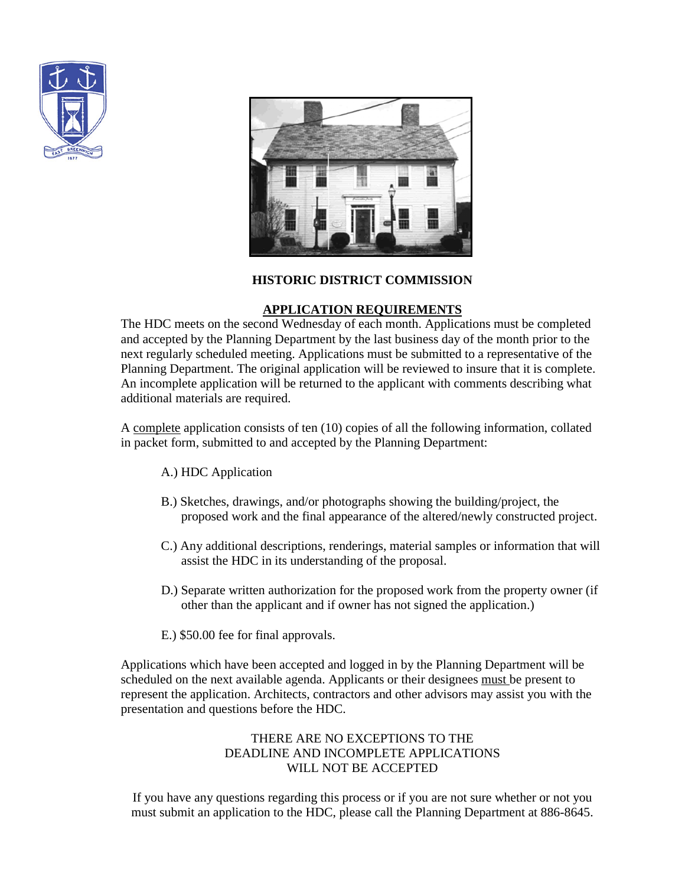# HISTORIC DISTRICT COMMISSION

## APPLICATION REQUIREMENTS

The HDC meets on the second Wednesday of each month. Applications must be completed and accepted by the Planning Department by the last business day of the month prior to the next regularly scheduled meeting. Applications must be submitted to a representative of the Planning Department. The original application will be reviewed to insure that it is complete. An incomplete application will be returned to the applicant with comments describing what additional materials are required.

A complete application consists of ten (10) copies of all the following information, collated in packet form, submitted to and accepted by the Planning Department:

A.) HDC Application

B.) Sketches, drawings, and/or photographs showing the building/project, the proposed work and the final appearance of the altered/newly constructed project.

C.) Any additional descriptions, renderings, material samples or information that will assist the HDC in its understanding of the proposal.

D.) Separate written authorization for the proposed work from the property owner (if other than the applicant and if owner has not signed the application.)

E.) $50.00 fee for final approvals.

Applications which have been accepted and logged in by the Planning Department will be scheduled on the next available agenda. Applicants or their designees must be present to represent the application. Architects, contractors and other advisors may assist you with the presentation and questions before the HDC.

THERE ARE NO EXCEPTIONS TO THE DEADLINE AND INCOMPLETE APPLICATIONS WILL NOT BE ACCEPTED

If you have any questions regarding this process or if you are not sure whether or not you must submit an application to the HDC, please call the Planning Department at 886-8645.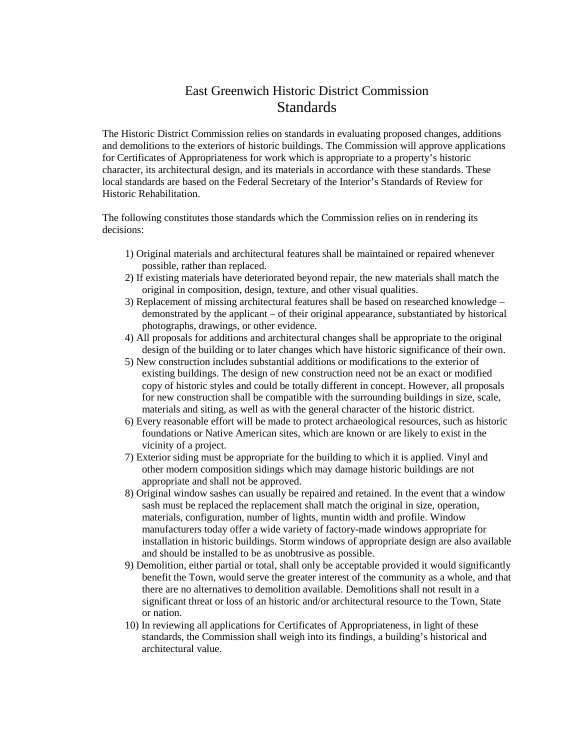# East Greenwich Historic District Commission
## Standards

The Historic District Commission relies on standards in evaluating proposed changes, additions and demolitions to the exteriors of historic buildings. The Commission will approve applications for Certificates of Appropriateness for work which is appropriate to a property's historic character, its architectural design, and its materials in accordance with these standards. These local standards are based on the Federal Secretary of the Interior's Standards of Review for Historic Rehabilitation.

The following constitutes those standards which the Commission relies on in rendering its decisions:

1) Original materials and architectural features shall be maintained or repaired whenever possible, rather than replaced.
2) If existing materials have deteriorated beyond repair, the new materials shall match the original in composition, design, texture, and other visual qualities.
3) Replacement of missing architectural features shall be based on researched knowledge – demonstrated by the applicant – of their original appearance, substantiated by historical photographs, drawings, or other evidence.
4) All proposals for additions and architectural changes shall be appropriate to the original design of the building or to later changes which have historic significance of their own.
5) New construction includes substantial additions or modifications to the exterior of existing buildings. The design of new construction need not be an exact or modified copy of historic styles and could be totally different in concept. However, all proposals for new construction shall be compatible with the surrounding buildings in size, scale, materials and siting, as well as with the general character of the historic district.
6) Every reasonable effort will be made to protect archaeological resources, such as historic foundations or Native American sites, which are known or are likely to exist in the vicinity of a project.
7) Exterior siding must be appropriate for the building to which it is applied. Vinyl and other modern composition sidings which may damage historic buildings are not appropriate and shall not be approved.
8) Original window sashes can usually be repaired and retained. In the event that a window sash must be replaced the replacement shall match the original in size, operation, materials, configuration, number of lights, muntin width and profile. Window manufacturers today offer a wide variety of factory-made windows appropriate for installation in historic buildings. Storm windows of appropriate design are also available and should be installed to be as unobtrusive as possible.
9) Demolition, either partial or total, shall only be acceptable provided it would significantly benefit the Town, would serve the greater interest of the community as a whole, and that there are no alternatives to demolition available. Demolitions shall not result in a significant threat or loss of an historic and/or architectural resource to the Town, State or nation.
10) In reviewing all applications for Certificates of Appropriateness, in light of these standards, the Commission shall weigh into its findings, a building's historical and architectural value.